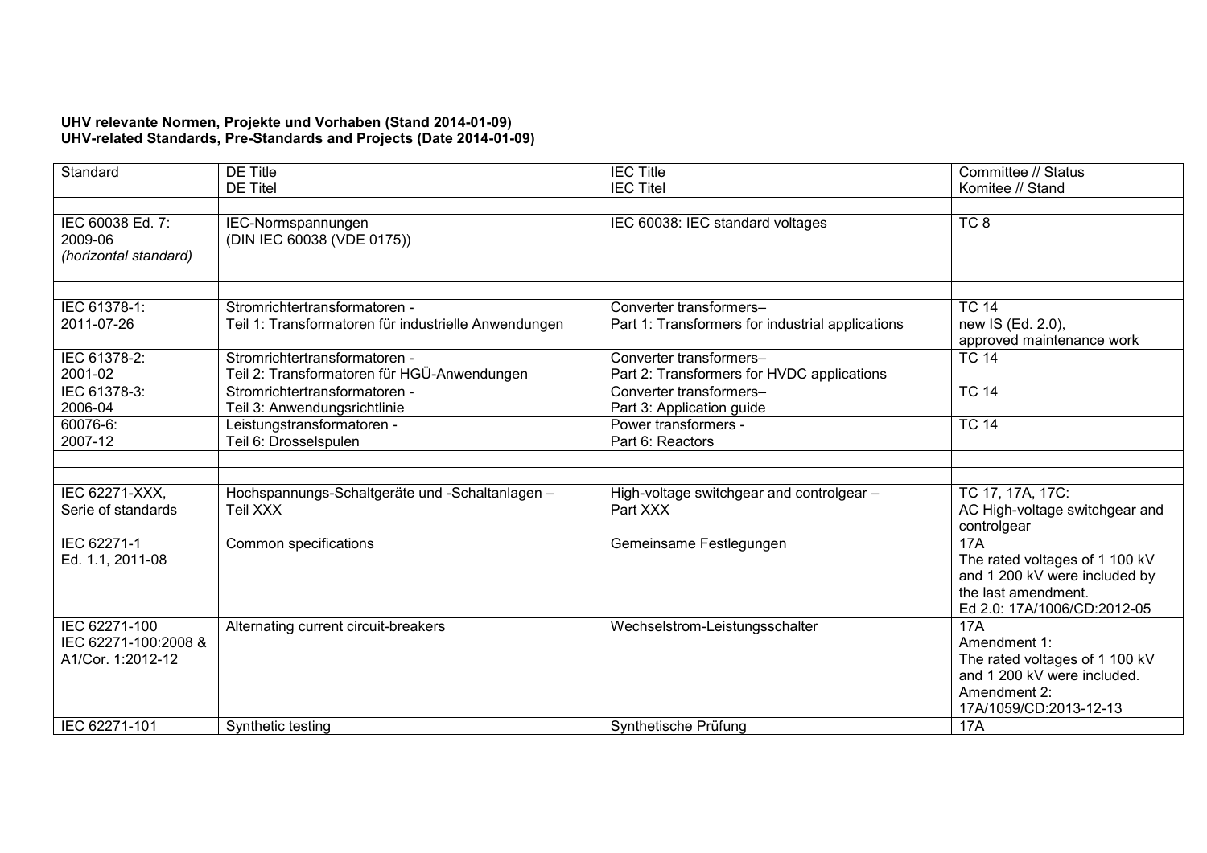**UHV relevante Normen, Projekte und Vorhaben (Stand 2014-01-09)**
**UHV-related Standards, Pre-Standards and Projects (Date 2014-01-09)**

| Standard | DE Title<br>DE Titel | IEC Title<br>IEC Titel | Committee // Status<br>Komitee // Stand |
|---|---|---|---|
| | | | |
| IEC 60038 Ed. 7:<br>2009-06<br>*(horizontal standard)* | IEC-Normspannungen<br>(DIN IEC 60038 (VDE 0175)) | IEC 60038: IEC standard voltages | TC 8 |
| | | | |
| | | | |
| IEC 61378-1:<br>2011-07-26 | Stromrichtertransformatoren -<br>Teil 1: Transformatoren für industrielle Anwendungen | Converter transformers–<br>Part 1: Transformers for industrial applications | TC 14<br>new IS (Ed. 2.0),<br>approved maintenance work |
| IEC 61378-2:<br>2001-02 | Stromrichtertransformatoren -<br>Teil 2: Transformatoren für HGÜ-Anwendungen | Converter transformers–<br>Part 2: Transformers for HVDC applications | TC 14 |
| IEC 61378-3:<br>2006-04 | Stromrichtertransformatoren -<br>Teil 3: Anwendungsrichtlinie | Converter transformers–<br>Part 3: Application guide | TC 14 |
| 60076-6:<br>2007-12 | Leistungstransformatoren -<br>Teil 6: Drosselspulen | Power transformers -<br>Part 6: Reactors | TC 14 |
| | | | |
| | | | |
| IEC 62271-XXX,<br>Serie of standards | Hochspannungs-Schaltgeräte und -Schaltanlagen –<br>Teil XXX | High-voltage switchgear and controlgear –<br>Part XXX | TC 17, 17A, 17C:<br>AC High-voltage switchgear and controlgear |
| IEC 62271-1<br>Ed. 1.1, 2011-08 | Common specifications | Gemeinsame Festlegungen | 17A<br>The rated voltages of 1 100 kV and 1 200 kV were included by the last amendment.<br>Ed 2.0: 17A/1006/CD:2012-05 |
| IEC 62271-100<br>IEC 62271-100:2008 &<br>A1/Cor. 1:2012-12 | Alternating current circuit-breakers | Wechselstrom-Leistungsschalter | 17A<br>Amendment 1:<br>The rated voltages of 1 100 kV and 1 200 kV were included.<br>Amendment 2:<br>17A/1059/CD:2013-12-13 |
| IEC 62271-101 | Synthetic testing | Synthetische Prüfung | 17A |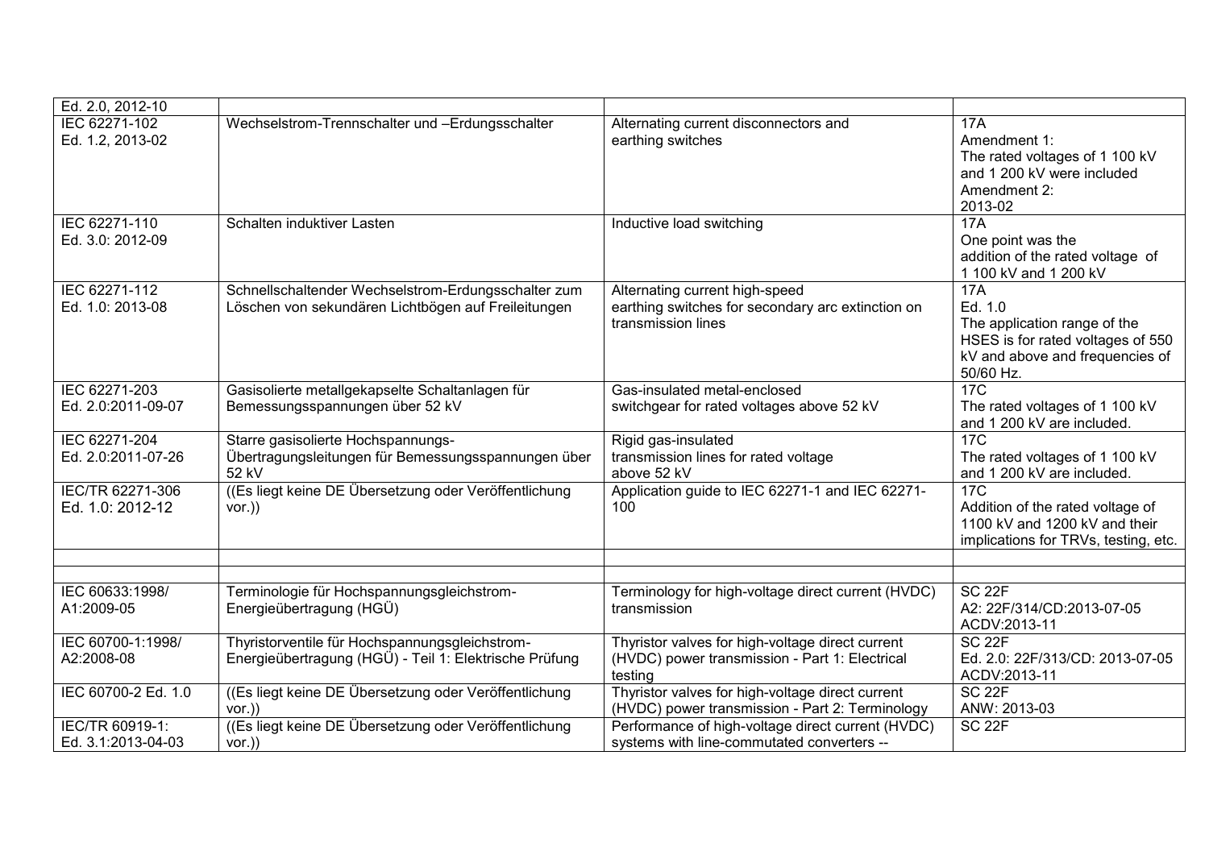| | | | |
|---|---|---|---|
| Ed. 2.0, 2012-10 | | | |
| IEC 62271-102<br>Ed. 1.2, 2013-02 | Wechselstrom-Trennschalter und –Erdungsschalter | Alternating current disconnectors and earthing switches | 17A<br>Amendment 1:<br>The rated voltages of 1 100 kV and 1 200 kV were included<br>Amendment 2:<br>2013-02 |
| IEC 62271-110<br>Ed. 3.0: 2012-09 | Schalten induktiver Lasten | Inductive load switching | 17A<br>One point was the addition of the rated voltage of 1 100 kV and 1 200 kV |
| IEC 62271-112<br>Ed. 1.0: 2013-08 | Schnellschaltender Wechselstrom-Erdungsschalter zum Löschen von sekundären Lichtbögen auf Freileitungen | Alternating current high-speed earthing switches for secondary arc extinction on transmission lines | 17A<br>Ed. 1.0<br>The application range of the HSES is for rated voltages of 550 kV and above and frequencies of 50/60 Hz. |
| IEC 62271-203<br>Ed. 2.0:2011-09-07 | Gasisolierte metallgekapselte Schaltanlagen für Bemessungsspannungen über 52 kV | Gas-insulated metal-enclosed switchgear for rated voltages above 52 kV | 17C<br>The rated voltages of 1 100 kV and 1 200 kV are included. |
| IEC 62271-204<br>Ed. 2.0:2011-07-26 | Starre gasisolierte Hochspannungs-Übertragungsleitungen für Bemessungsspannungen über 52 kV | Rigid gas-insulated transmission lines for rated voltage above 52 kV | 17C<br>The rated voltages of 1 100 kV and 1 200 kV are included. |
| IEC/TR 62271-306<br>Ed. 1.0: 2012-12 | ((Es liegt keine DE Übersetzung oder Veröffentlichung vor.)) | Application guide to IEC 62271-1 and IEC 62271-100 | 17C<br>Addition of the rated voltage of 1100 kV and 1200 kV and their implications for TRVs, testing, etc. |
| | | | |
| | | | |
| IEC 60633:1998/<br>A1:2009-05 | Terminologie für Hochspannungsgleichstrom-Energieübertragung (HGÜ) | Terminology for high-voltage direct current (HVDC) transmission | SC 22F<br>A2: 22F/314/CD:2013-07-05<br>ACDV:2013-11 |
| IEC 60700-1:1998/<br>A2:2008-08 | Thyristorventile für Hochspannungsgleichstrom-Energieübertragung (HGÜ) - Teil 1: Elektrische Prüfung | Thyristor valves for high-voltage direct current (HVDC) power transmission - Part 1: Electrical testing | SC 22F<br>Ed. 2.0: 22F/313/CD: 2013-07-05<br>ACDV:2013-11 |
| IEC 60700-2 Ed. 1.0 | ((Es liegt keine DE Übersetzung oder Veröffentlichung vor.)) | Thyristor valves for high-voltage direct current (HVDC) power transmission - Part 2: Terminology | SC 22F<br>ANW: 2013-03 |
| IEC/TR 60919-1:<br>Ed. 3.1:2013-04-03 | ((Es liegt keine DE Übersetzung oder Veröffentlichung vor.)) | Performance of high-voltage direct current (HVDC) systems with line-commutated converters -- | SC 22F |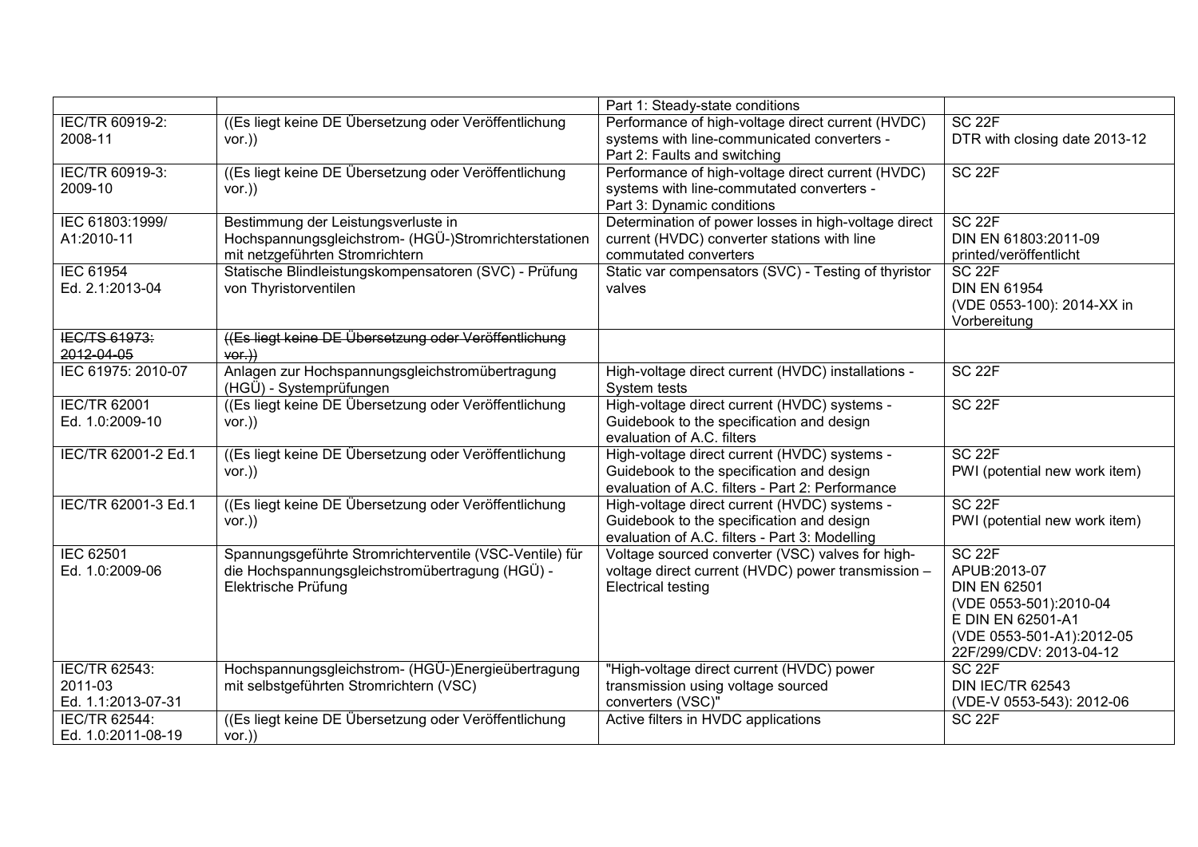| | | | |
|---|---|---|---|
| | | Part 1: Steady-state conditions | |
| IEC/TR 60919-2: 2008-11 | ((Es liegt keine DE Übersetzung oder Veröffentlichung vor.)) | Performance of high-voltage direct current (HVDC) systems with line-communicated converters - Part 2: Faults and switching | SC 22F DTR with closing date 2013-12 |
| IEC/TR 60919-3: 2009-10 | ((Es liegt keine DE Übersetzung oder Veröffentlichung vor.)) | Performance of high-voltage direct current (HVDC) systems with line-commutated converters - Part 3: Dynamic conditions | SC 22F |
| IEC 61803:1999/ A1:2010-11 | Bestimmung der Leistungsverluste in Hochspannungsgleichstrom- (HGÜ-)Stromrichterstationen mit netzgeführten Stromrichtern | Determination of power losses in high-voltage direct current (HVDC) converter stations with line commutated converters | SC 22F DIN EN 61803:2011-09 printed/veröffentlicht |
| IEC 61954 Ed. 2.1:2013-04 | Statische Blindleistungskompensatoren (SVC) - Prüfung von Thyristorventilen | Static var compensators (SVC) - Testing of thyristor valves | SC 22F DIN EN 61954 (VDE 0553-100): 2014-XX in Vorbereitung |
| ~~IEC/TS 61973: 2012-04-05~~ | ~~((Es liegt keine DE Übersetzung oder Veröffentlichung vor.))~~ | | |
| IEC 61975: 2010-07 | Anlagen zur Hochspannungsgleichstromübertragung (HGÜ) - Systemprüfungen | High-voltage direct current (HVDC) installations - System tests | SC 22F |
| IEC/TR 62001 Ed. 1.0:2009-10 | ((Es liegt keine DE Übersetzung oder Veröffentlichung vor.)) | High-voltage direct current (HVDC) systems - Guidebook to the specification and design evaluation of A.C. filters | SC 22F |
| IEC/TR 62001-2 Ed.1 | ((Es liegt keine DE Übersetzung oder Veröffentlichung vor.)) | High-voltage direct current (HVDC) systems - Guidebook to the specification and design evaluation of A.C. filters - Part 2: Performance | SC 22F PWI (potential new work item) |
| IEC/TR 62001-3 Ed.1 | ((Es liegt keine DE Übersetzung oder Veröffentlichung vor.)) | High-voltage direct current (HVDC) systems - Guidebook to the specification and design evaluation of A.C. filters - Part 3: Modelling | SC 22F PWI (potential new work item) |
| IEC 62501 Ed. 1.0:2009-06 | Spannungsgeführte Stromrichterventile (VSC-Ventile) für die Hochspannungsgleichstromübertragung (HGÜ) - Elektrische Prüfung | Voltage sourced converter (VSC) valves for high-voltage direct current (HVDC) power transmission – Electrical testing | SC 22F APUB:2013-07 DIN EN 62501 (VDE 0553-501):2010-04 E DIN EN 62501-A1 (VDE 0553-501-A1):2012-05 22F/299/CDV: 2013-04-12 |
| IEC/TR 62543: 2011-03 Ed. 1.1:2013-07-31 | Hochspannungsgleichstrom- (HGÜ-)Energieübertragung mit selbstgeführten Stromrichtern (VSC) | "High-voltage direct current (HVDC) power transmission using voltage sourced converters (VSC)" | SC 22F DIN IEC/TR 62543 (VDE-V 0553-543): 2012-06 |
| IEC/TR 62544: Ed. 1.0:2011-08-19 | ((Es liegt keine DE Übersetzung oder Veröffentlichung vor.)) | Active filters in HVDC applications | SC 22F |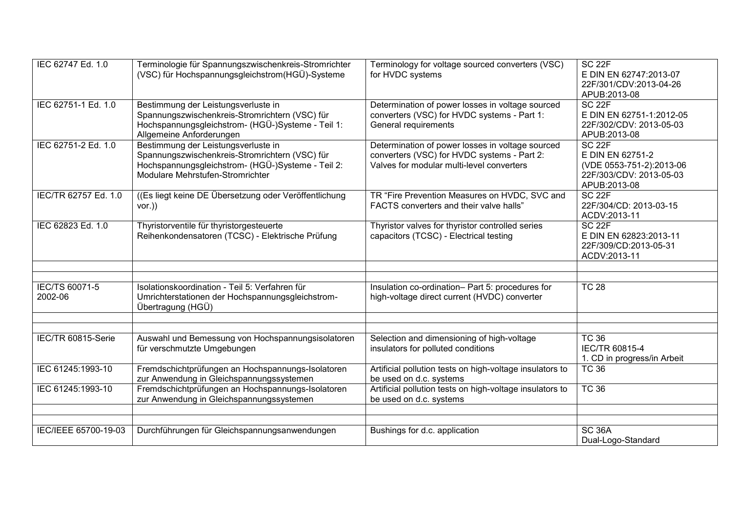| IEC 62747 Ed. 1.0 | Terminologie für Spannungszwischenkreis-Stromrichter (VSC) für Hochspannungsgleichstrom(HGÜ)-Systeme | Terminology for voltage sourced converters (VSC) for HVDC systems | SC 22F<br>E DIN EN 62747:2013-07<br>22F/301/CDV:2013-04-26<br>APUB:2013-08 |
|---|---|---|---|
| IEC 62751-1 Ed. 1.0 | Bestimmung der Leistungsverluste in Spannungszwischenkreis-Stromrichtern (VSC) für Hochspannungsgleichstrom- (HGÜ-)Systeme - Teil 1: Allgemeine Anforderungen | Determination of power losses in voltage sourced converters (VSC) for HVDC systems - Part 1: General requirements | SC 22F<br>E DIN EN 62751-1:2012-05<br>22F/302/CDV: 2013-05-03<br>APUB:2013-08 |
| IEC 62751-2 Ed. 1.0 | Bestimmung der Leistungsverluste in Spannungszwischenkreis-Stromrichtern (VSC) für Hochspannungsgleichstrom- (HGÜ-)Systeme - Teil 2: Modulare Mehrstufen-Stromrichter | Determination of power losses in voltage sourced converters (VSC) for HVDC systems - Part 2: Valves for modular multi-level converters | SC 22F<br>E DIN EN 62751-2<br>(VDE 0553-751-2):2013-06<br>22F/303/CDV: 2013-05-03<br>APUB:2013-08 |
| IEC/TR 62757 Ed. 1.0 | ((Es liegt keine DE Übersetzung oder Veröffentlichung vor.)) | TR "Fire Prevention Measures on HVDC, SVC and FACTS converters and their valve halls" | SC 22F<br>22F/304/CD: 2013-03-15<br>ACDV:2013-11 |
| IEC 62823 Ed. 1.0 | Thyristorventile für thyristorgesteuerte Reihenkondensatoren (TCSC) - Elektrische Prüfung | Thyristor valves for thyristor controlled series capacitors (TCSC) - Electrical testing | SC 22F<br>E DIN EN 62823:2013-11<br>22F/309/CD:2013-05-31<br>ACDV:2013-11 |
| | | | |
| | | | |
| IEC/TS 60071-5 2002-06 | Isolationskoordination - Teil 5: Verfahren für Umrichterstationen der Hochspannungsgleichstrom-Übertragung (HGÜ) | Insulation co-ordination– Part 5: procedures for high-voltage direct current (HVDC) converter | TC 28 |
| | | | |
| | | | |
| IEC/TR 60815-Serie | Auswahl und Bemessung von Hochspannungsisolatoren für verschmutzte Umgebungen | Selection and dimensioning of high-voltage insulators for polluted conditions | TC 36<br>IEC/TR 60815-4<br>1. CD in progress/in Arbeit |
| IEC 61245:1993-10 | Fremdschichtprüfungen an Hochspannungs-Isolatoren zur Anwendung in Gleichspannungssystemen | Artificial pollution tests on high-voltage insulators to be used on d.c. systems | TC 36 |
| IEC 61245:1993-10 | Fremdschichtprüfungen an Hochspannungs-Isolatoren zur Anwendung in Gleichspannungssystemen | Artificial pollution tests on high-voltage insulators to be used on d.c. systems | TC 36 |
| | | | |
| | | | |
| IEC/IEEE 65700-19-03 | Durchführungen für Gleichspannungsanwendungen | Bushings for d.c. application | SC 36A<br>Dual-Logo-Standard |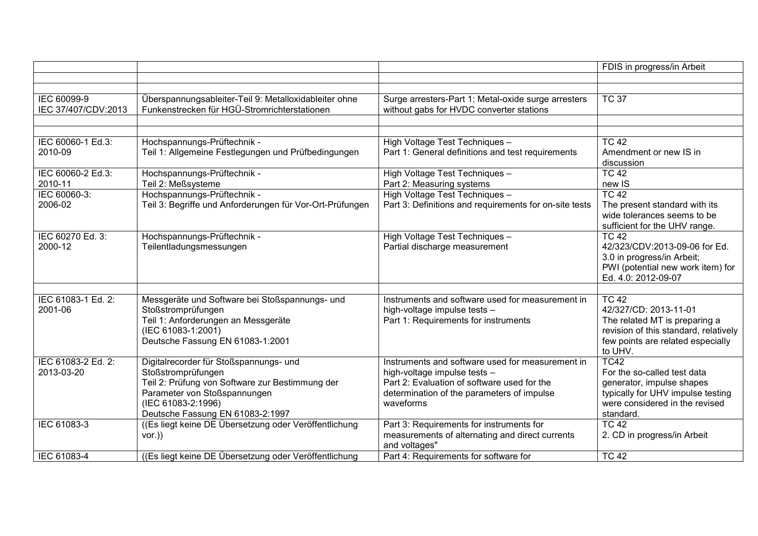| | | | |
|---|---|---|---|
| | | | FDIS in progress/in Arbeit |
| | | | |
| | | | |
| IEC 60099-9<br>IEC 37/407/CDV:2013 | Überspannungsableiter-Teil 9: Metalloxidableiter ohne Funkenstrecken für HGÜ-Stromrichterstationen | Surge arresters-Part 1: Metal-oxide surge arresters without gabs for HVDC converter stations | TC 37 |
| | | | |
| | | | |
| IEC 60060-1 Ed.3:<br>2010-09 | Hochspannungs-Prüftechnik -<br>Teil 1: Allgemeine Festlegungen und Prüfbedingungen | High Voltage Test Techniques –<br>Part 1: General definitions and test requirements | TC 42<br>Amendment or new IS in discussion |
| IEC 60060-2 Ed.3:<br>2010-11 | Hochspannungs-Prüftechnik -<br>Teil 2: Meßsysteme | High Voltage Test Techniques –<br>Part 2: Measuring systems | TC 42<br>new IS |
| IEC 60060-3:<br>2006-02 | Hochspannungs-Prüftechnik -<br>Teil 3: Begriffe und Anforderungen für Vor-Ort-Prüfungen | High Voltage Test Techniques –<br>Part 3: Definitions and requirements for on-site tests | TC 42<br>The present standard with its wide tolerances seems to be sufficient for the UHV range. |
| IEC 60270 Ed. 3:<br>2000-12 | Hochspannungs-Prüftechnik -<br>Teilentladungsmessungen | High Voltage Test Techniques –<br>Partial discharge measurement | TC 42<br>42/323/CDV:2013-09-06 for Ed. 3.0 in progress/in Arbeit;<br>PWI (potential new work item) for Ed. 4.0: 2012-09-07 |
| | | | |
| IEC 61083-1 Ed. 2:<br>2001-06 | Messgeräte und Software bei Stoßspannungs- und Stoßstromprüfungen<br>Teil 1: Anforderungen an Messgeräte<br>(IEC 61083-1:2001)<br>Deutsche Fassung EN 61083-1:2001 | Instruments and software used for measurement in high-voltage impulse tests –<br>Part 1: Requirements for instruments | TC 42<br>42/327/CD: 2013-11-01<br>The related MT is preparing a revision of this standard, relatively few points are related especially to UHV. |
| IEC 61083-2 Ed. 2:<br>2013-03-20 | Digitalrecorder für Stoßspannungs- und Stoßstromprüfungen<br>Teil 2: Prüfung von Software zur Bestimmung der Parameter von Stoßspannungen<br>(IEC 61083-2:1996)<br>Deutsche Fassung EN 61083-2:1997 | Instruments and software used for measurement in high-voltage impulse tests –<br>Part 2: Evaluation of software used for the determination of the parameters of impulse waveforms | TC42<br>For the so-called test data generator, impulse shapes typically for UHV impulse testing were considered in the revised standard. |
| IEC 61083-3 | ((Es liegt keine DE Übersetzung oder Veröffentlichung vor.)) | Part 3: Requirements for instruments for measurements of alternating and direct currents and voltages" | TC 42<br>2. CD in progress/in Arbeit |
| IEC 61083-4 | ((Es liegt keine DE Übersetzung oder Veröffentlichung | Part 4: Requirements for software for | TC 42 |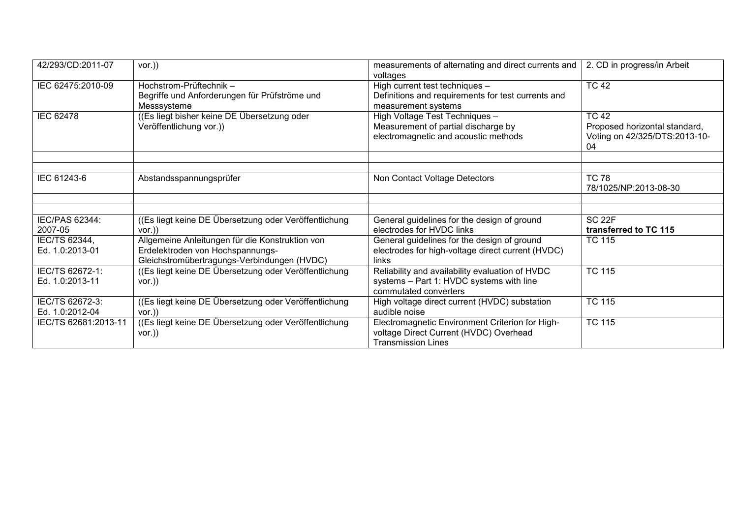| 42/293/CD:2011-07 | vor.)) | measurements of alternating and direct currents and voltages | 2. CD in progress/in Arbeit |
|---|---|---|---|
| IEC 62475:2010-09 | Hochstrom-Prüftechnik – Begriffe und Anforderungen für Prüfströme und Messsysteme | High current test techniques – Definitions and requirements for test currents and measurement systems | TC 42 |
| IEC 62478 | ((Es liegt bisher keine DE Übersetzung oder Veröffentlichung vor.)) | High Voltage Test Techniques – Measurement of partial discharge by electromagnetic and acoustic methods | TC 42 Proposed horizontal standard, Voting on 42/325/DTS:2013-10-04 |
| | | | |
| | | | |
| IEC 61243-6 | Abstandsspannungsprüfer | Non Contact Voltage Detectors | TC 78 78/1025/NP:2013-08-30 |
| | | | |
| | | | |
| IEC/PAS 62344: 2007-05 | ((Es liegt keine DE Übersetzung oder Veröffentlichung vor.)) | General guidelines for the design of ground electrodes for HVDC links | SC 22F **transferred to TC 115** |
| IEC/TS 62344, Ed. 1.0:2013-01 | Allgemeine Anleitungen für die Konstruktion von Erdelektroden von Hochspannungs-Gleichstromübertragungs-Verbindungen (HVDC) | General guidelines for the design of ground electrodes for high-voltage direct current (HVDC) links | TC 115 |
| IEC/TS 62672-1: Ed. 1.0:2013-11 | ((Es liegt keine DE Übersetzung oder Veröffentlichung vor.)) | Reliability and availability evaluation of HVDC systems – Part 1: HVDC systems with line commutated converters | TC 115 |
| IEC/TS 62672-3: Ed. 1.0:2012-04 | ((Es liegt keine DE Übersetzung oder Veröffentlichung vor.)) | High voltage direct current (HVDC) substation audible noise | TC 115 |
| IEC/TS 62681:2013-11 | ((Es liegt keine DE Übersetzung oder Veröffentlichung vor.)) | Electromagnetic Environment Criterion for High-voltage Direct Current (HVDC) Overhead Transmission Lines | TC 115 |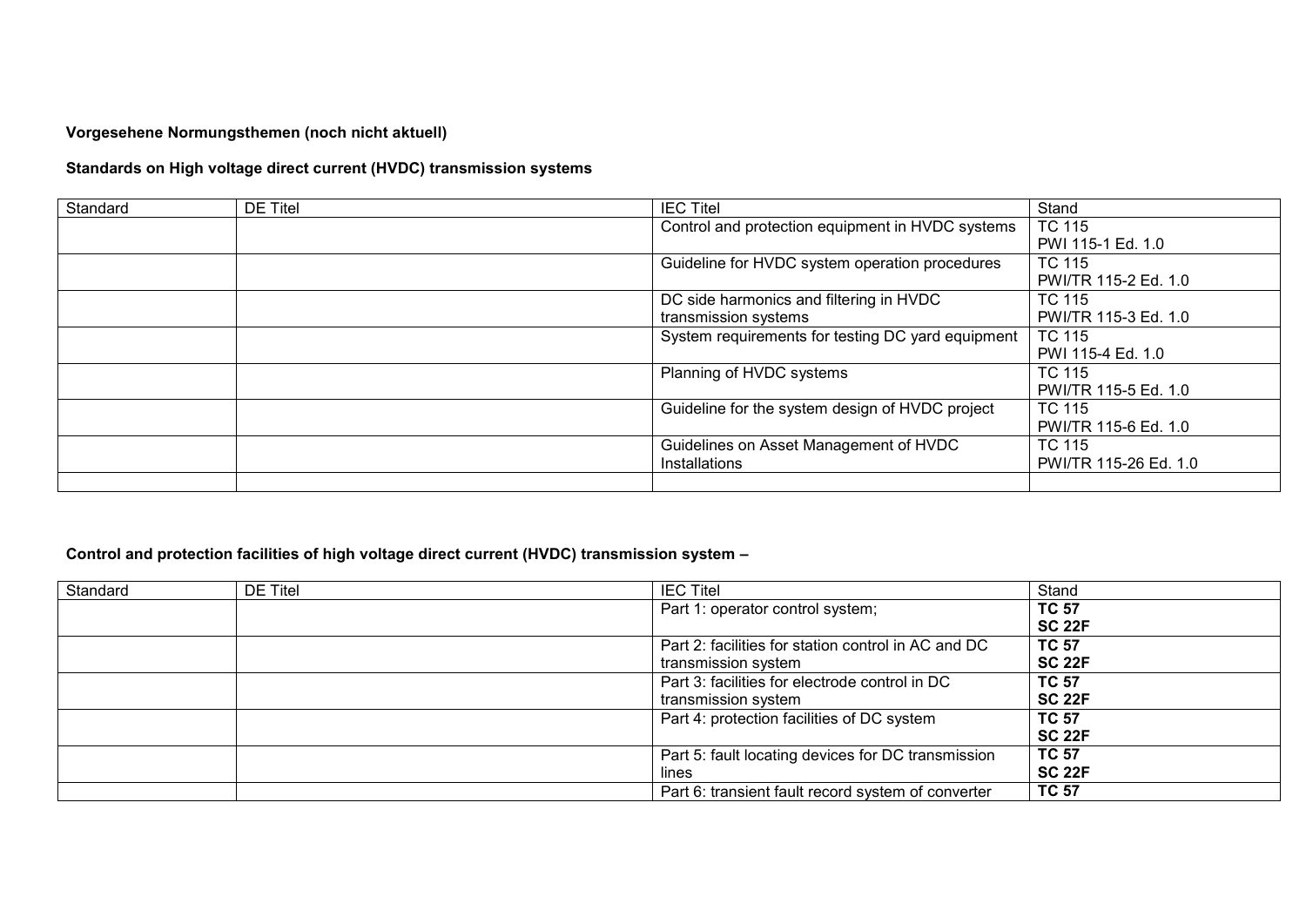**Vorgesehene Normungsthemen (noch nicht aktuell)**

**Standards on High voltage direct current (HVDC) transmission systems**

| Standard | DE Titel | IEC Titel | Stand |
|---|---|---|---|
| | | Control and protection equipment in HVDC systems | TC 115<br>PWI 115-1 Ed. 1.0 |
| | | Guideline for HVDC system operation procedures | TC 115<br>PWI/TR 115-2 Ed. 1.0 |
| | | DC side harmonics and filtering in HVDC transmission systems | TC 115<br>PWI/TR 115-3 Ed. 1.0 |
| | | System requirements for testing DC yard equipment | TC 115<br>PWI 115-4 Ed. 1.0 |
| | | Planning of HVDC systems | TC 115<br>PWI/TR 115-5 Ed. 1.0 |
| | | Guideline for the system design of HVDC project | TC 115<br>PWI/TR 115-6 Ed. 1.0 |
| | | Guidelines on Asset Management of HVDC Installations | TC 115<br>PWI/TR 115-26 Ed. 1.0 |
| | | | |

**Control and protection facilities of high voltage direct current (HVDC) transmission system –**

| Standard | DE Titel | IEC Titel | Stand |
|---|---|---|---|
| | | Part 1: operator control system; | **TC 57**<br>**SC 22F** |
| | | Part 2: facilities for station control in AC and DC transmission system | **TC 57**<br>**SC 22F** |
| | | Part 3: facilities for electrode control in DC transmission system | **TC 57**<br>**SC 22F** |
| | | Part 4: protection facilities of DC system | **TC 57**<br>**SC 22F** |
| | | Part 5: fault locating devices for DC transmission lines | **TC 57**<br>**SC 22F** |
| | | Part 6: transient fault record system of converter | **TC 57** |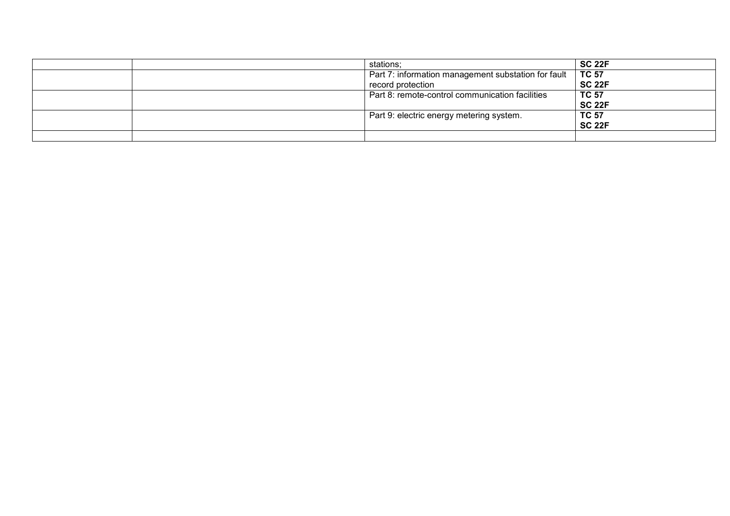| | | | |
|---|---|---|---|
| | | stations; | **SC 22F** |
| | | Part 7: information management substation for fault record protection | **TC 57**<br>**SC 22F** |
| | | Part 8: remote-control communication facilities | **TC 57**<br>**SC 22F** |
| | | Part 9: electric energy metering system. | **TC 57**<br>**SC 22F** |
| | | | |